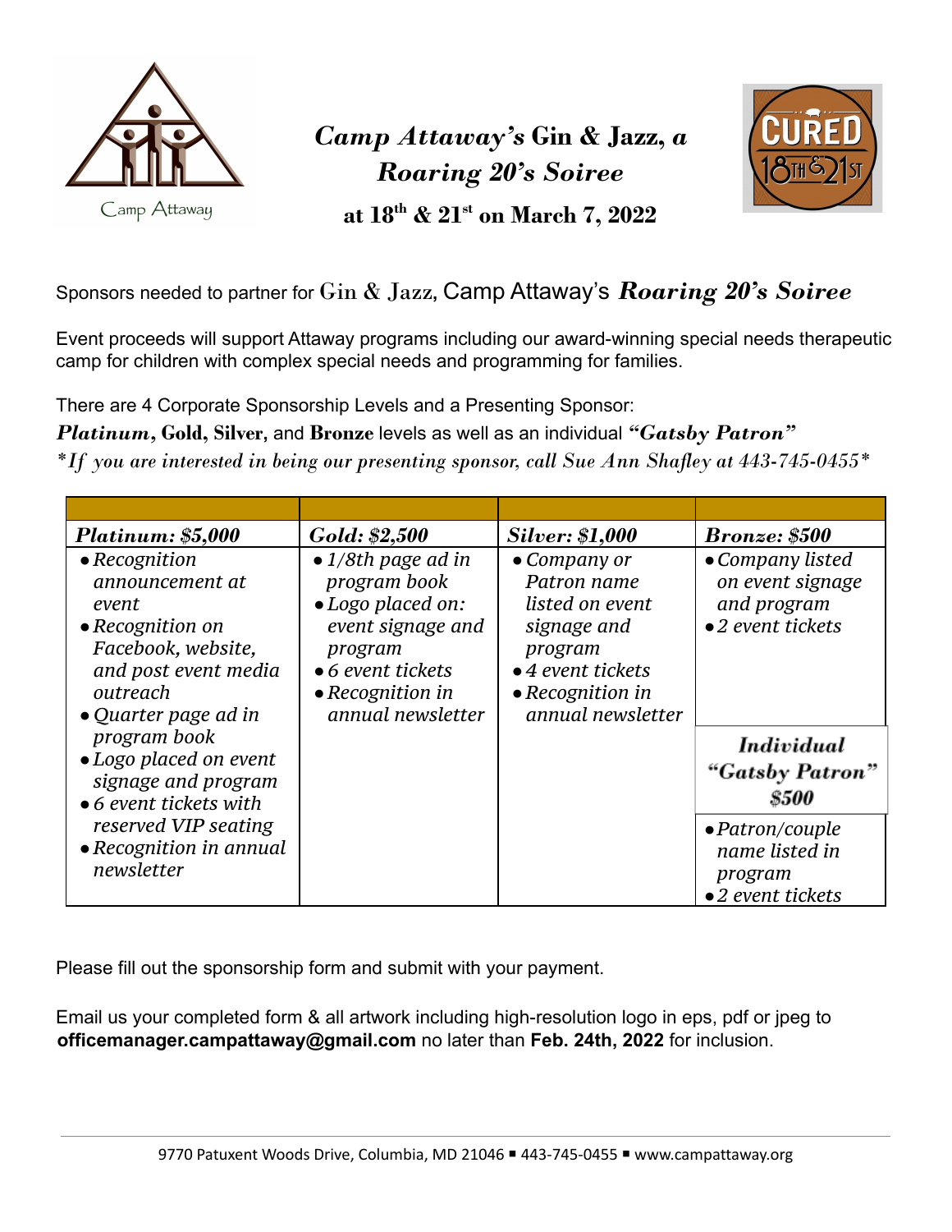# *Camp Attaway's* **Gin & Jazz,** *a Roaring 20's Soiree*

**at 18th & 21st on March 7, 2022**

Sponsors needed to partner for Gin & Jazz, Camp Attaway's ***Roaring 20's Soiree***

Event proceeds will support Attaway programs including our award-winning special needs therapeutic camp for children with complex special needs and programming for families.

There are 4 Corporate Sponsorship Levels and a Presenting Sponsor:

***Platinum*, Gold, Silver,** and **Bronze** levels as well as an individual ***"Gatsby Patron"***

*\*If you are interested in being our presenting sponsor, call Sue Ann Shafley at 443-745-0455\**

| ***Platinum: $5,000*** | ***Gold: $2,500*** | ***Silver: $1,000*** | ***Bronze: $500*** |
|---|---|---|---|
| • *Recognition announcement at event*<br>• *Recognition on Facebook, website, and post event media outreach*<br>• *Quarter page ad in program book*<br>• *Logo placed on event signage and program*<br>• *6 event tickets with reserved VIP seating*<br>• *Recognition in annual newsletter* | • *1/8th page ad in program book*<br>• *Logo placed on: event signage and program*<br>• *6 event tickets*<br>• *Recognition in annual newsletter* | • *Company or Patron name listed on event signage and program*<br>• *4 event tickets*<br>• *Recognition in annual newsletter* | • *Company listed on event signage and program*<br>• *2 event tickets*<br><br>***Individual "Gatsby Patron" $500***<br>• *Patron/couple name listed in program*<br>• *2 event tickets* |

Please fill out the sponsorship form and submit with your payment.

Email us your completed form & all artwork including high-resolution logo in eps, pdf or jpeg to **officemanager.campattaway@gmail.com** no later than **Feb. 24th, 2022** for inclusion.

9770 Patuxent Woods Drive, Columbia, MD 21046 ▪ 443-745-0455 ▪ www.campattaway.org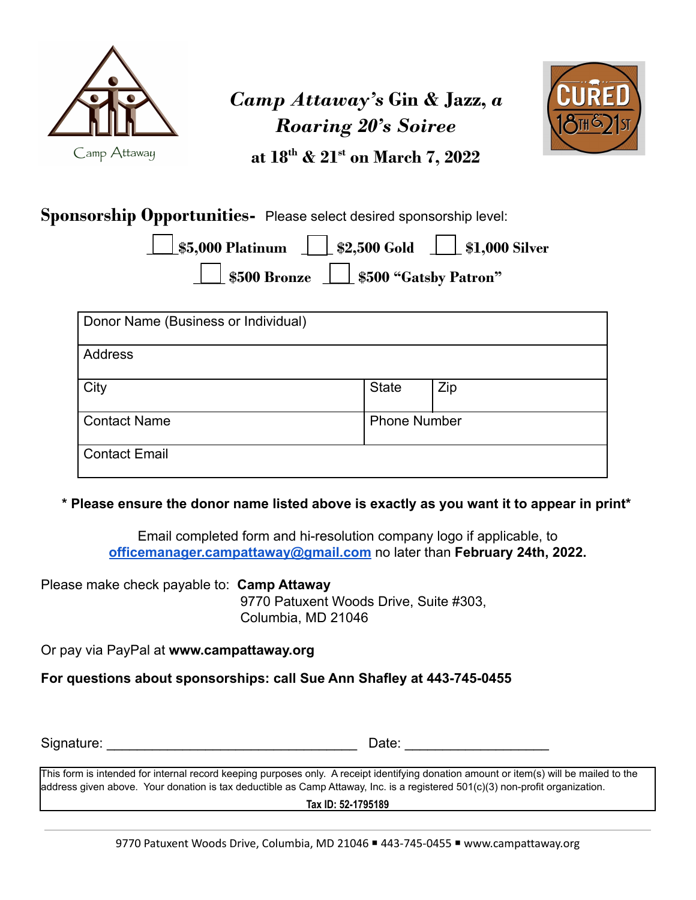Camp Attaway

# *Camp Attaway's* Gin & Jazz, *a Roaring 20's Soiree*

**at 18th & 21st on March 7, 2022**

CURED 18TH & 21ST

## Sponsorship Opportunities- Please select desired sponsorship level:

☐ **$5,000 Platinum** ☐ **$2,500 Gold** ☐ **$1,000 Silver**

☐ **$500 Bronze** ☐ **$500 "Gatsby Patron"**

| | | |
|---|---|---|
| Donor Name (Business or Individual) | | |
| Address | | |
| City | State | Zip |
| Contact Name | Phone Number | |
| Contact Email | | |

**\* Please ensure the donor name listed above is exactly as you want it to appear in print\***

Email completed form and hi-resolution company logo if applicable, to **officemanager.campattaway@gmail.com** no later than **February 24th, 2022.**

Please make check payable to: **Camp Attaway**
9770 Patuxent Woods Drive, Suite #303,
Columbia, MD 21046

Or pay via PayPal at **www.campattaway.org**

**For questions about sponsorships: call Sue Ann Shafley at 443-745-0455**

Signature: _________________________________ Date: ___________________

This form is intended for internal record keeping purposes only. A receipt identifying donation amount or item(s) will be mailed to the address given above. Your donation is tax deductible as Camp Attaway, Inc. is a registered 501(c)(3) non-profit organization.

**Tax ID: 52-1795189**

9770 Patuxent Woods Drive, Columbia, MD 21046 ▪ 443-745-0455 ▪ www.campattaway.org